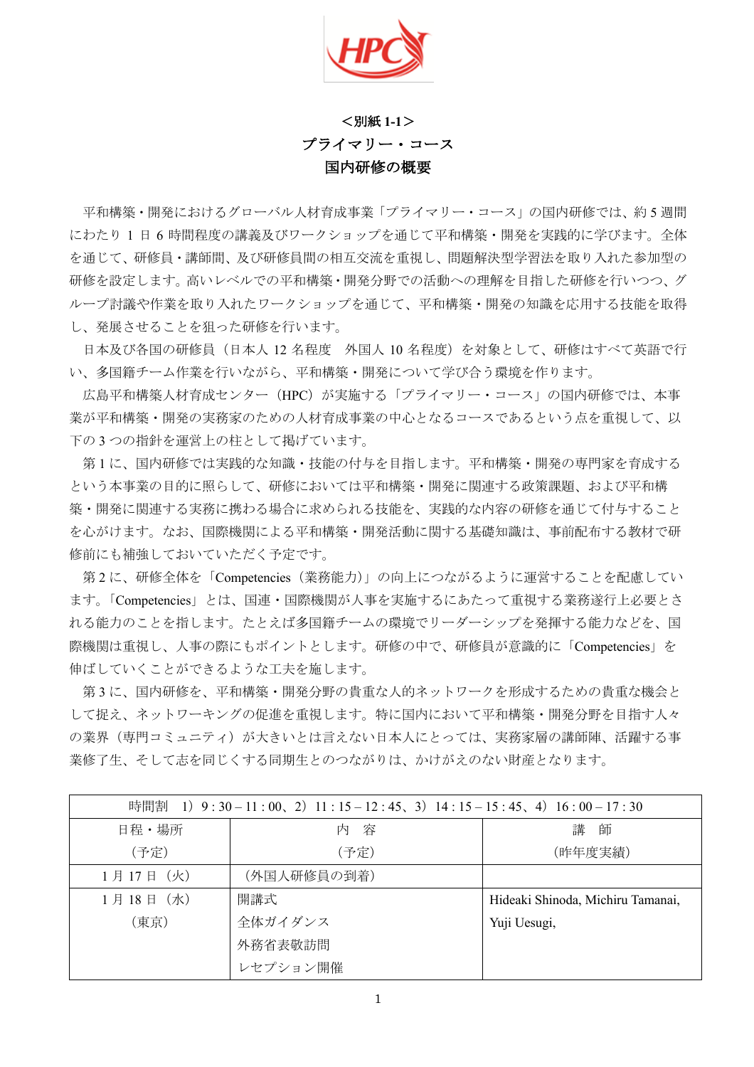**＜別紙 1-1＞**

# プライマリー・コース
# 国内研修の概要

平和構築・開発におけるグローバル人材育成事業「プライマリー・コース」の国内研修では、約 5 週間にわたり 1 日 6 時間程度の講義及びワークショップを通じて平和構築・開発を実践的に学びます。全体を通じて、研修員・講師間、及び研修員間の相互交流を重視し、問題解決型学習法を取り入れた参加型の研修を設定します。高いレベルでの平和構築・開発分野での活動への理解を目指した研修を行いつつ、グループ討議や作業を取り入れたワークショップを通じて、平和構築・開発の知識を応用する技能を取得し、発展させることを狙った研修を行います。

日本及び各国の研修員（日本人 12 名程度　外国人 10 名程度）を対象として、研修はすべて英語で行い、多国籍チーム作業を行いながら、平和構築・開発について学び合う環境を作ります。

広島平和構築人材育成センター（HPC）が実施する「プライマリー・コース」の国内研修では、本事業が平和構築・開発の実務家のための人材育成事業の中心となるコースであるという点を重視して、以下の 3 つの指針を運営上の柱として掲げています。

第 1 に、国内研修では実践的な知識・技能の付与を目指します。平和構築・開発の専門家を育成するという本事業の目的に照らして、研修においては平和構築・開発に関連する政策課題、および平和構築・開発に関連する実務に携わる場合に求められる技能を、実践的な内容の研修を通じて付与することを心がけます。なお、国際機関による平和構築・開発活動に関する基礎知識は、事前配布する教材で研修前にも補強しておいていただく予定です。

第 2 に、研修全体を「Competencies（業務能力）」の向上につながるように運営することを配慮しています。「Competencies」とは、国連・国際機関が人事を実施するにあたって重視する業務遂行上必要とされる能力のことを指します。たとえば多国籍チームの環境でリーダーシップを発揮する能力などを、国際機関は重視し、人事の際にもポイントとします。研修の中で、研修員が意識的に「Competencies」を伸ばしていくことができるような工夫を施します。

第 3 に、国内研修を、平和構築・開発分野の貴重な人的ネットワークを形成するための貴重な機会として捉え、ネットワーキングの促進を重視します。特に国内において平和構築・開発分野を目指す人々の業界（専門コミュニティ）が大きいとは言えない日本人にとっては、実務家層の講師陣、活躍する事業修了生、そして志を同じくする同期生とのつながりは、かけがえのない財産となります。

| 時間割　1）9 : 30 – 11 : 00、2）11 : 15 – 12 : 45、3）14 : 15 – 15 : 45、4）16 : 00 – 17 : 30 | | |
|---|---|---|
| 日程・場所<br>（予定） | 内　容<br>（予定） | 講　師<br>（昨年度実績） |
| 1 月 17 日（火） | （外国人研修員の到着） | |
| 1 月 18 日（水）<br>（東京） | 開講式<br>全体ガイダンス<br>外務省表敬訪問<br>レセプション開催 | Hideaki Shinoda, Michiru Tamanai, Yuji Uesugi, |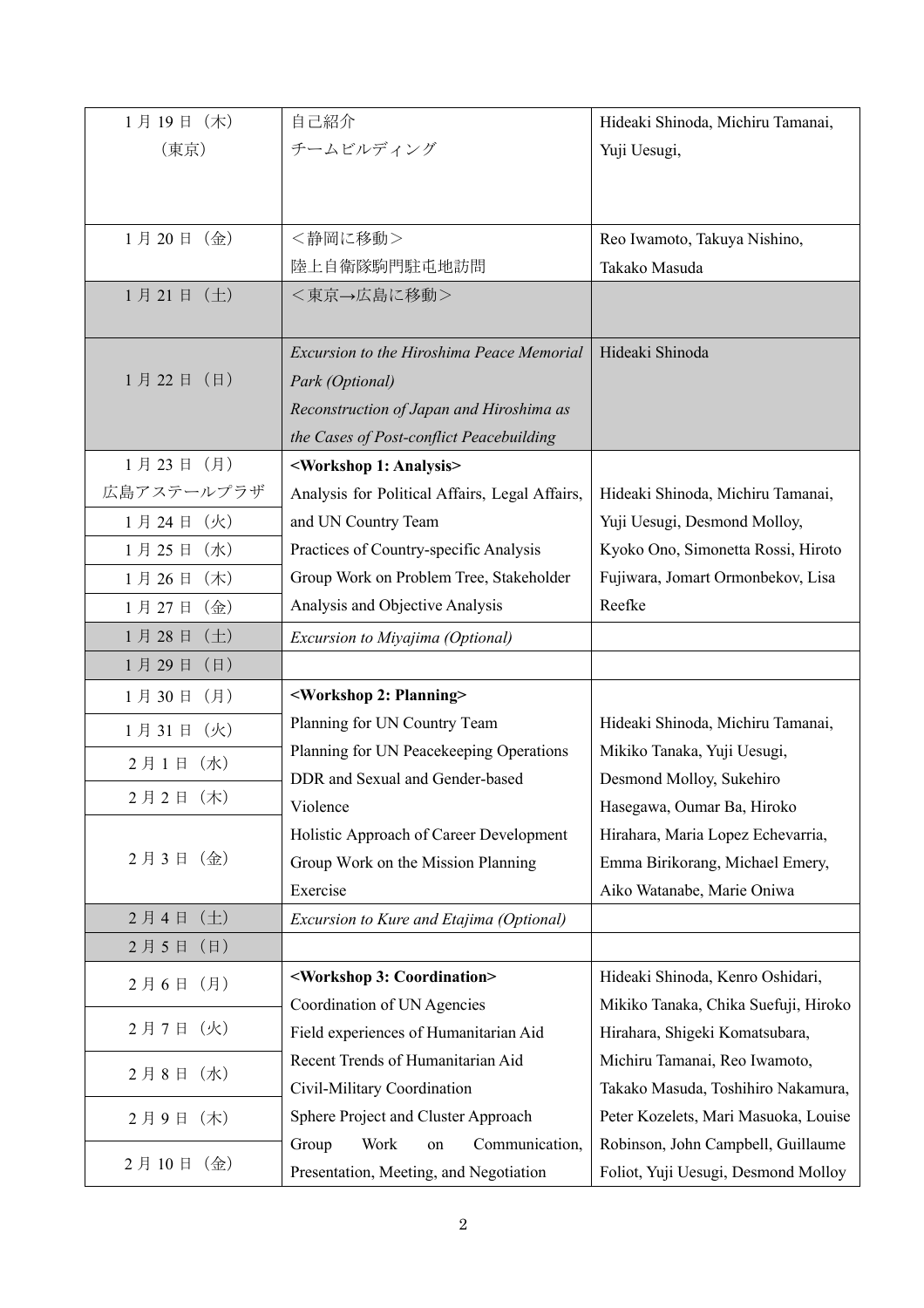| 1月19日（木）<br>（東京） | 自己紹介<br>チームビルディング | Hideaki Shinoda, Michiru Tamanai, Yuji Uesugi, |
|---|---|---|
| 1月20日（金） | ＜静岡に移動＞<br>陸上自衛隊駒門駐屯地訪問 | Reo Iwamoto, Takuya Nishino, Takako Masuda |
| 1月21日（土） | ＜東京→広島に移動＞ | |
| 1月22日（日） | *Excursion to the Hiroshima Peace Memorial Park (Optional)*<br>*Reconstruction of Japan and Hiroshima as the Cases of Post-conflict Peacebuilding* | Hideaki Shinoda |
| 1月23日（月）<br>広島アステールプラザ<br>1月24日（火）<br>1月25日（水）<br>1月26日（木）<br>1月27日（金） | **<Workshop 1: Analysis>**<br>Analysis for Political Affairs, Legal Affairs, and UN Country Team<br>Practices of Country-specific Analysis<br>Group Work on Problem Tree, Stakeholder Analysis and Objective Analysis | Hideaki Shinoda, Michiru Tamanai, Yuji Uesugi, Desmond Molloy, Kyoko Ono, Simonetta Rossi, Hiroto Fujiwara, Jomart Ormonbekov, Lisa Reefke |
| 1月28日（土） | *Excursion to Miyajima (Optional)* | |
| 1月29日（日） | | |
| 1月30日（月）<br>1月31日（火）<br>2月1日（水）<br>2月2日（木）<br>2月3日（金） | **<Workshop 2: Planning>**<br>Planning for UN Country Team<br>Planning for UN Peacekeeping Operations<br>DDR and Sexual and Gender-based Violence<br>Holistic Approach of Career Development<br>Group Work on the Mission Planning Exercise | Hideaki Shinoda, Michiru Tamanai, Mikiko Tanaka, Yuji Uesugi, Desmond Molloy, Sukehiro Hasegawa, Oumar Ba, Hiroko Hirahara, Maria Lopez Echevarria, Emma Birikorang, Michael Emery, Aiko Watanabe, Marie Oniwa |
| 2月4日（土） | *Excursion to Kure and Etajima (Optional)* | |
| 2月5日（日） | | |
| 2月6日（月）<br>2月7日（火）<br>2月8日（水）<br>2月9日（木）<br>2月10日（金） | **<Workshop 3: Coordination>**<br>Coordination of UN Agencies<br>Field experiences of Humanitarian Aid<br>Recent Trends of Humanitarian Aid<br>Civil-Military Coordination<br>Sphere Project and Cluster Approach<br>Group Work on Communication, Presentation, Meeting, and Negotiation | Hideaki Shinoda, Kenro Oshidari, Mikiko Tanaka, Chika Suefuji, Hiroko Hirahara, Shigeki Komatsubara, Michiru Tamanai, Reo Iwamoto, Takako Masuda, Toshihiro Nakamura, Peter Kozelets, Mari Masuoka, Louise Robinson, John Campbell, Guillaume Foliot, Yuji Uesugi, Desmond Molloy |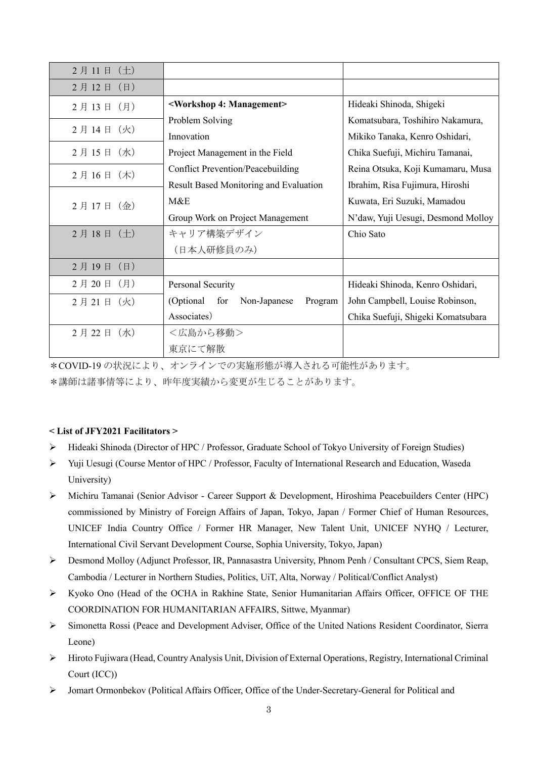| | | |
|---|---|---|
| 2月11日（土） | | |
| 2月12日（日） | | |
| 2月13日（月） | **<Workshop 4: Management>**<br>Problem Solving<br>Innovation<br>Project Management in the Field<br>Conflict Prevention/Peacebuilding<br>Result Based Monitoring and Evaluation<br>M&E<br>Group Work on Project Management | Hideaki Shinoda, Shigeki Komatsubara, Toshihiro Nakamura, Mikiko Tanaka, Kenro Oshidari, Chika Suefuji, Michiru Tamanai, Reina Otsuka, Koji Kumamaru, Musa Ibrahim, Risa Fujimura, Hiroshi Kuwata, Eri Suzuki, Mamadou N'daw, Yuji Uesugi, Desmond Molloy |
| 2月14日（火） | | |
| 2月15日（水） | | |
| 2月16日（木） | | |
| 2月17日（金） | | |
| 2月18日（土） | キャリア構築デザイン<br>（日本人研修員のみ） | Chio Sato |
| 2月19日（日） | | |
| 2月20日（月） | Personal Security<br>(Optional for Non-Japanese Program Associates) | Hideaki Shinoda, Kenro Oshidari, John Campbell, Louise Robinson, Chika Suefuji, Shigeki Komatsubara |
| 2月21日（火） | | |
| 2月22日（水） | ＜広島から移動＞<br>東京にて解散 | |

＊COVID-19 の状況により、オンラインでの実施形態が導入される可能性があります。

＊講師は諸事情等により、昨年度実績から変更が生じることがあります。

**< List of JFY2021 Facilitators >**

- Hideaki Shinoda (Director of HPC / Professor, Graduate School of Tokyo University of Foreign Studies)
- Yuji Uesugi (Course Mentor of HPC / Professor, Faculty of International Research and Education, Waseda University)
- Michiru Tamanai (Senior Advisor - Career Support & Development, Hiroshima Peacebuilders Center (HPC) commissioned by Ministry of Foreign Affairs of Japan, Tokyo, Japan / Former Chief of Human Resources, UNICEF India Country Office / Former HR Manager, New Talent Unit, UNICEF NYHQ / Lecturer, International Civil Servant Development Course, Sophia University, Tokyo, Japan)
- Desmond Molloy (Adjunct Professor, IR, Pannasastra University, Phnom Penh / Consultant CPCS, Siem Reap, Cambodia / Lecturer in Northern Studies, Politics, UiT, Alta, Norway / Political/Conflict Analyst)
- Kyoko Ono (Head of the OCHA in Rakhine State, Senior Humanitarian Affairs Officer, OFFICE OF THE COORDINATION FOR HUMANITARIAN AFFAIRS, Sittwe, Myanmar)
- Simonetta Rossi (Peace and Development Adviser, Office of the United Nations Resident Coordinator, Sierra Leone)
- Hiroto Fujiwara (Head, Country Analysis Unit, Division of External Operations, Registry, International Criminal Court (ICC))
- Jomart Ormonbekov (Political Affairs Officer, Office of the Under-Secretary-General for Political and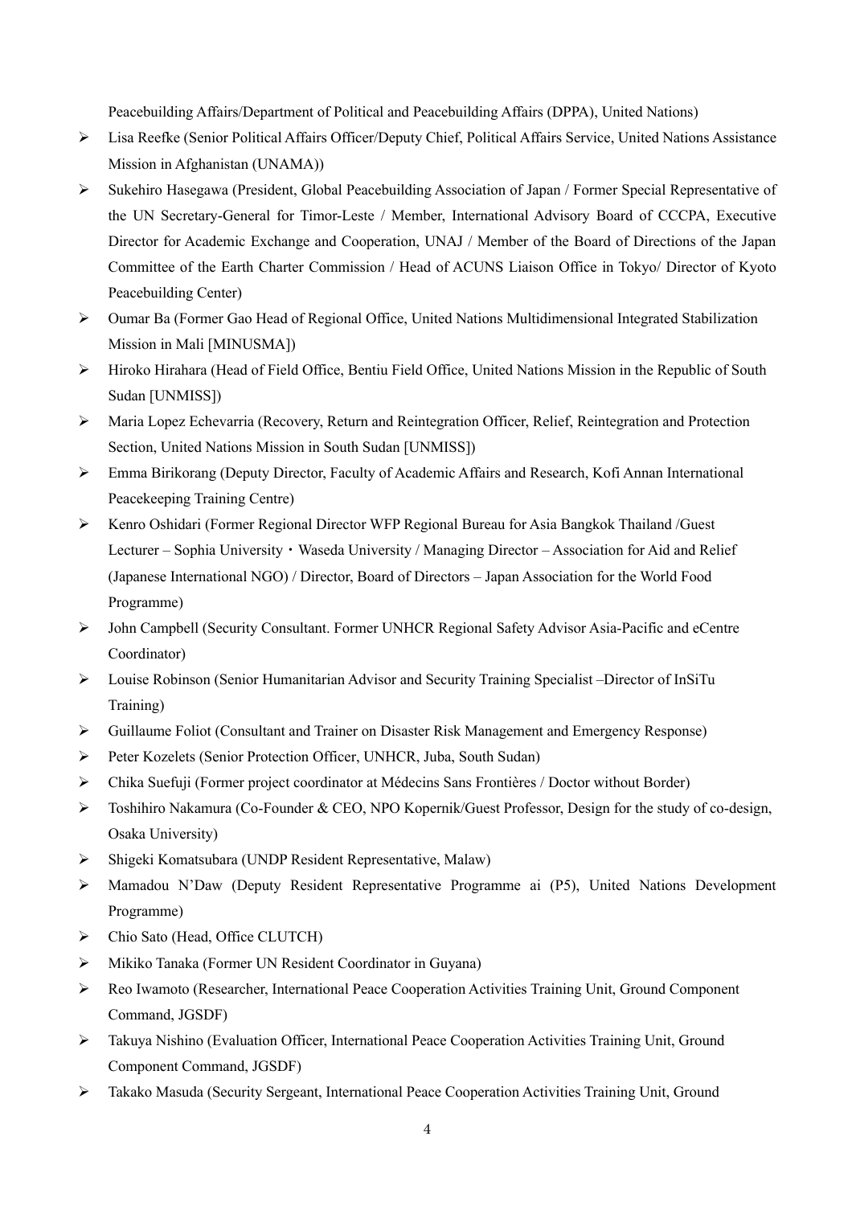Peacebuilding Affairs/Department of Political and Peacebuilding Affairs (DPPA), United Nations)

- Lisa Reefke (Senior Political Affairs Officer/Deputy Chief, Political Affairs Service, United Nations Assistance Mission in Afghanistan (UNAMA))
- Sukehiro Hasegawa (President, Global Peacebuilding Association of Japan / Former Special Representative of the UN Secretary-General for Timor-Leste / Member, International Advisory Board of CCCPA, Executive Director for Academic Exchange and Cooperation, UNAJ / Member of the Board of Directions of the Japan Committee of the Earth Charter Commission / Head of ACUNS Liaison Office in Tokyo/ Director of Kyoto Peacebuilding Center)
- Oumar Ba (Former Gao Head of Regional Office, United Nations Multidimensional Integrated Stabilization Mission in Mali [MINUSMA])
- Hiroko Hirahara (Head of Field Office, Bentiu Field Office, United Nations Mission in the Republic of South Sudan [UNMISS])
- Maria Lopez Echevarria (Recovery, Return and Reintegration Officer, Relief, Reintegration and Protection Section, United Nations Mission in South Sudan [UNMISS])
- Emma Birikorang (Deputy Director, Faculty of Academic Affairs and Research, Kofi Annan International Peacekeeping Training Centre)
- Kenro Oshidari (Former Regional Director WFP Regional Bureau for Asia Bangkok Thailand /Guest Lecturer – Sophia University・Waseda University / Managing Director – Association for Aid and Relief (Japanese International NGO) / Director, Board of Directors – Japan Association for the World Food Programme)
- John Campbell (Security Consultant. Former UNHCR Regional Safety Advisor Asia-Pacific and eCentre Coordinator)
- Louise Robinson (Senior Humanitarian Advisor and Security Training Specialist –Director of InSiTu Training)
- Guillaume Foliot (Consultant and Trainer on Disaster Risk Management and Emergency Response)
- Peter Kozelets (Senior Protection Officer, UNHCR, Juba, South Sudan)
- Chika Suefuji (Former project coordinator at Médecins Sans Frontières / Doctor without Border)
- Toshihiro Nakamura (Co-Founder & CEO, NPO Kopernik/Guest Professor, Design for the study of co-design, Osaka University)
- Shigeki Komatsubara (UNDP Resident Representative, Malaw)
- Mamadou N'Daw (Deputy Resident Representative Programme ai (P5), United Nations Development Programme)
- Chio Sato (Head, Office CLUTCH)
- Mikiko Tanaka (Former UN Resident Coordinator in Guyana)
- Reo Iwamoto (Researcher, International Peace Cooperation Activities Training Unit, Ground Component Command, JGSDF)
- Takuya Nishino (Evaluation Officer, International Peace Cooperation Activities Training Unit, Ground Component Command, JGSDF)
- Takako Masuda (Security Sergeant, International Peace Cooperation Activities Training Unit, Ground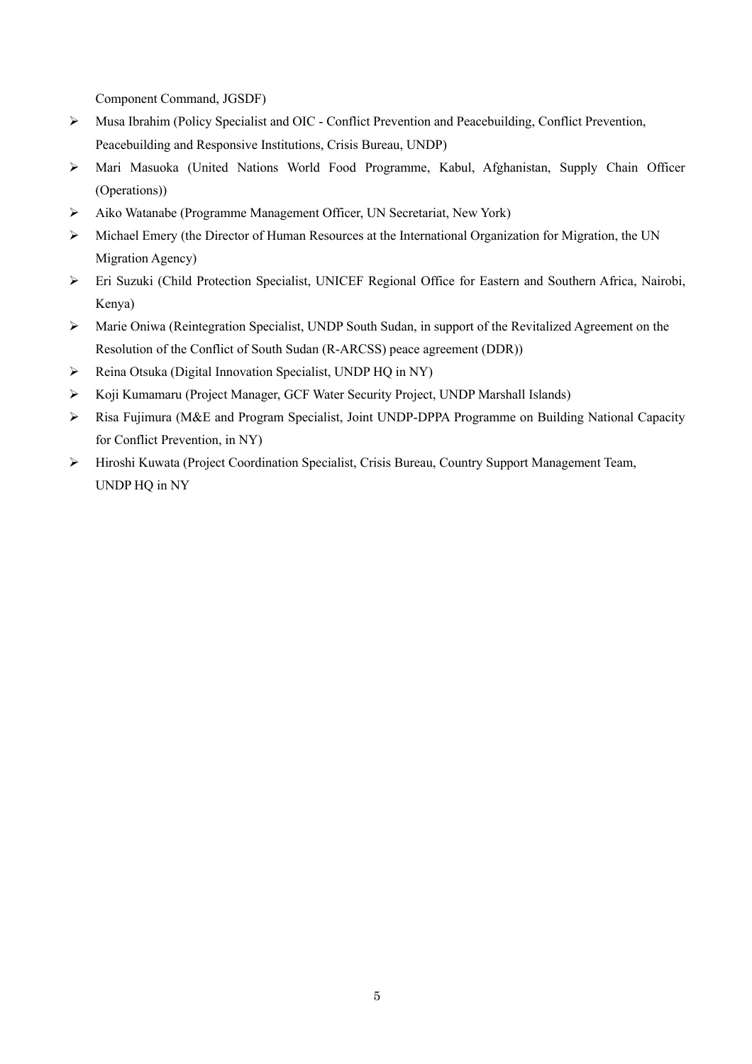Component Command, JGSDF)

- Musa Ibrahim (Policy Specialist and OIC - Conflict Prevention and Peacebuilding, Conflict Prevention, Peacebuilding and Responsive Institutions, Crisis Bureau, UNDP)
- Mari Masuoka (United Nations World Food Programme, Kabul, Afghanistan, Supply Chain Officer (Operations))
- Aiko Watanabe (Programme Management Officer, UN Secretariat, New York)
- Michael Emery (the Director of Human Resources at the International Organization for Migration, the UN Migration Agency)
- Eri Suzuki (Child Protection Specialist, UNICEF Regional Office for Eastern and Southern Africa, Nairobi, Kenya)
- Marie Oniwa (Reintegration Specialist, UNDP South Sudan, in support of the Revitalized Agreement on the Resolution of the Conflict of South Sudan (R-ARCSS) peace agreement (DDR))
- Reina Otsuka (Digital Innovation Specialist, UNDP HQ in NY)
- Koji Kumamaru (Project Manager, GCF Water Security Project, UNDP Marshall Islands)
- Risa Fujimura (M&E and Program Specialist, Joint UNDP-DPPA Programme on Building National Capacity for Conflict Prevention, in NY)
- Hiroshi Kuwata (Project Coordination Specialist, Crisis Bureau, Country Support Management Team, UNDP HQ in NY